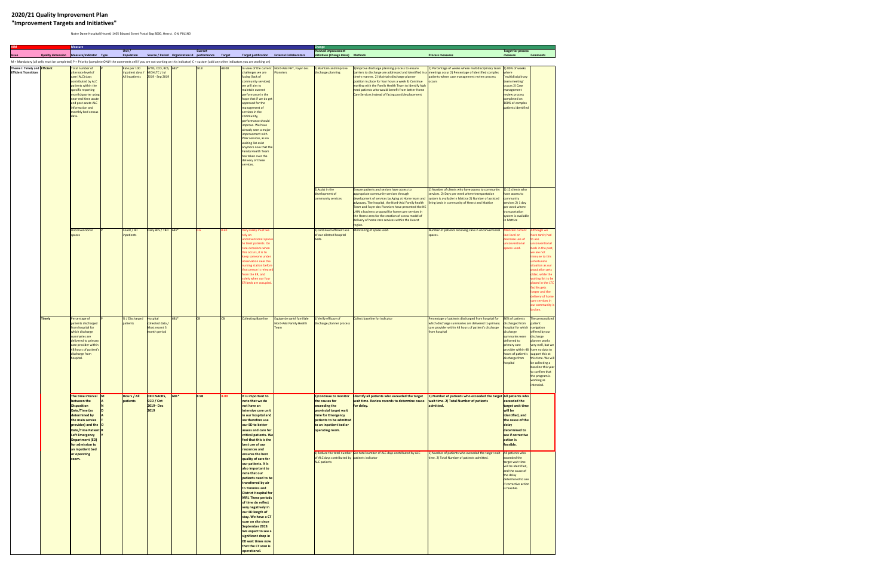# 2020/21 Quality Improvement Plan
## "Improvement Targets and Initiatives"

Notre Dame Hospital (Hearst) 1405 Edward Street Postal Bag 8000, Hearst , ON, P0L1N0

M = Mandatory (all cells must be completed) P = Priority (complete ONLY the comments cell if you are not working on this indicator) C = custom (add any other indicators you are working on)

| AIM | | Measure | | | | | | | | | Change | | | | |
|---|---|---|---|---|---|---|---|---|---|---|---|---|---|---|---|
| Issue | Quality dimension | Measure/Indicator | Type | Unit / Population | Source / Period | Organization Id | Current performance | Target | Target justification | External Collaborators | Planned improvement initiatives (Change Ideas) | Methods | Process measures | Target for process measure | Comments |
| Theme I: Timely and Efficient Transitions | Efficient | Total number of alternate level of care (ALC) days contributed by ALC patients within the specific reporting month/quarter using near-real time acute and post-acute ALC information and monthly bed census data. | P | Rate per 100 inpatient days / All inpatients | WTIS, CCO, BCS, MOHLTC / Jul 2019 - Sep 2019 | 681* | 50.8 | 48.00 | In view of the current challenges we are facing (lack of community services) we will aim to maintain current performance in the hope that if we do get approved for the management of services in the community, performance should improve. We have already seen a major improvement with PSW services, as no waiting list exist anymore now that the Family Health Team has taken over the delivery of these services. | Nord-Aski FHT, Foyer des Pionniers | 1) Maintain and improve discharge planning | 1) Improve discharge planning process to ensure barriers to discharge are addressed and identified in a timely manner. 2) Maintain discharge planner position in place for four hours a week 3) Continue working with the Family Health Team to identify high need patients who would benefit from better Home Care Services instead of facing possible placement | 1) Percentage of weeks where multidisciplinary team meetings occur 2) Percentage of identified complex patients where case management review process occurs | 1) 80% of weeks where ``multidisciplinary team meeting`` occurs 2) Case management review process completed on 100% of complex patients identified | |
| | | | | | | | | | | | 2) Assist in the development of community services | Ensure patients and seniors have access to appropriate community services through development of services by Aging at Home team and advocacy. The hospital, the Nord-Aski Family health Team and Foyer des Pionniers have presented the NE LHIN a business proposal for home care services in the Hearst area for the creation of a new model of delivery of home care services within the Hearst region. | 1) Number of clients who have access to community services. 2) Days per week where transportation system is available in Mattice 2) Number of assisted living beds in community of Hearst and Mattice | 1) 12 clients who have access to community services 2) 1 day per week where transportation system is available in Mattice | |
| | | Unconventional spaces | P | Count / All inpatients | Daily BCS / TBD | 681* | 0.6 | 0.60 | Very rarely must we rely on unconventional spaces to treat patients. On rare occasions when this occurs, it is to keep someone under observation near the nursing station before that person is released from the ER, and solely when our four ER beds are occupied. | | 1) Continued efficient use of our allotted hospital beds. | Monitoring of space used. | Number of patients receiving care in unconventional spaces. | Maintain current low level or decrease use of unconventional spaces used. | Although we have rarely had to use unconventional beds in the past, we are not immune to this unfortunate situation as our population gets older, while the waiting list to be placed in the LTC facility gets longer and the delivery of home care services in our community is broken. |
| | Timely | Percentage of patients discharged from hospital for which discharge summaries are delivered to primary care provider within 48 hours of patient's discharge from hospital. | P | % / Discharged patients | Hospital collected data / Most recent 3 month period | 681* | CB | CB | Collecting Baseline | Équipe de santé familiale Nord-Aski Family Health Team | 1) Verify efficacy of discharge planner process | Collect baseline for indicator | Percentage of patients discharged from hospital for which discharge summaries are delivered to primary care provider within 48 hours of patient's discharge from hospital | 80% of patients discharged from hospital for which discharge summaries were delivered to primary care provider within 48 hours of patient's discharge from hospital | The personalized patient navigation offered by our discharge planner works very well, but we have no data to support this at this time. We will be collecting a baseline this year to confirm that the program is working as intended. |
| | | **The time interval between the Disposition Date/Time (as determined by the main service provider) and the Date/Time Patient Left Emergency Department (ED) for admission to an inpatient bed or operating room.** | **MANDATORY** | **Hours / All patients** | **CIHI NACRS, CCO / Oct 2019– Dec 2019** | **681*** | **8.98** | **8.00** | **It is important to note that we do not have an intensive care unit in our hospital and we therefore use our ED to better assess and care for critical patients. We feel that this is the best use of our resources and ensures the best quality of care for our patients. It is also important to note that our patients need to be transferred by air to Timmins and District Hospital for MRI. These periods of time do reflect very negatively in our ED length of stay. We have a CT scan on site since September 2019. We expect to see a significant drop in ED wait times now that the CT scan is operational.** | | **1) Continue to monitor the causes for exceeding the provincial target wait time for Emergency patients to be admitted to an inpatient bed or operating room.** | **Identify all patients who exceeded the target wait time. Review records to determine cause for delay.** | **1) Number of patients who exceeded the target wait time. 2) Total Number of patients admitted.** | **All patients who exceeded the target wait time will be identified, and the cause of the delay determined to see if corrective action is feasible.** | |
| | | | | | | | | | | | 2) Reduce the total number of ALC days contributed by ALC patients | See total number of ALC days contributed by ALC patients indicator | 1) Number of patients who exceeded the target wait time. 2) Total Number of patients admitted. | All patients who exceeded the target wait time will be identified, and the cause of the delay determined to see if corrective action is feasible. | |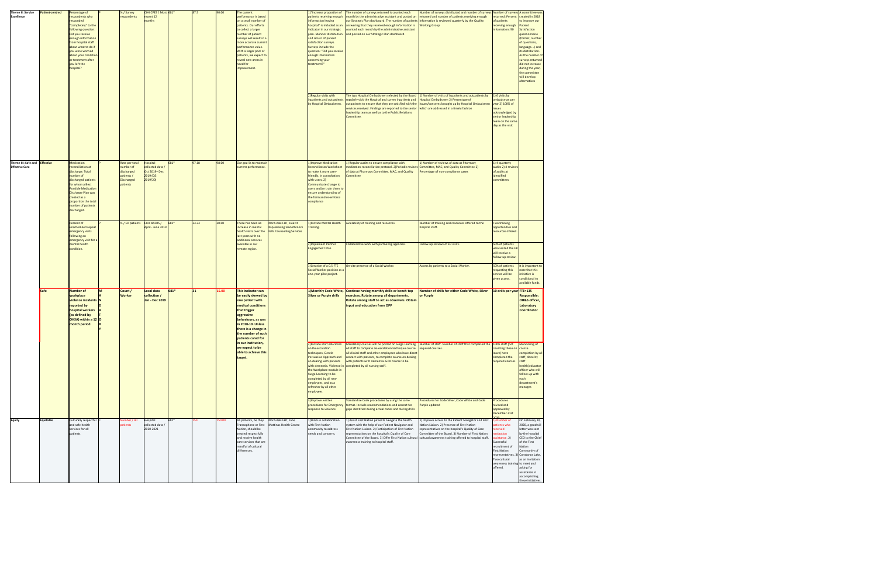| | | | | | | | | | | | | | | | | |
|---|---|---|---|---|---|---|---|---|---|---|---|---|---|---|---|---|
| Theme II: Service Excellence | Patient-centred | Percentage of respondents who responded "completely" to the following question: Did you receive enough information from hospital staff about what to do if you were worried about your condition or treatment after you left the hospital? | P | % / Survey respondents | CIHI CPES / Most recent 12 months | 681* | 87.5 | 90.00 | The current performance is based on a small number of patients. Our efforts to collect a larger number of patient surveys will result in a more accurate current performance value. With a larger pool of patients, we expect to reveal new areas in need for improvement. | | 1)"Increase proportion of patients receiving enough information leaving hospital" is included as an indicator in our strategic plan. Monitor distribution and return of patient satisfaction surveys. Surveys include the question: "Did you receive enough information concerning your treatment?" | The number of surveys returned is counted each month by the administrative assistant and posted on our Strategic Plan dashboard. The number of patients answering that they received enough information is counted each month by the administrative assistant and posted on our Strategic Plan dashboard. | Number of surveys distributed and number of surveys returned and number of patients receiving enough information is reviewed quarterly by the Quality Working Group | Number of surveys returned: Percent of patients receiving enough information: 90 | A committee was created in 2018 to improve our Patient Satisfaction questionnaire (format, number of questions, language...) and its distribution. As the number of surveys returned did not increase during the year, the committee will develop alternatives | |
| | | | | | | | | | | | 2)Regular visits with inpatients and outpatients by Hospital Ombudsmen. | The two Hospital Ombudsmen selected by the Board regularly visit the Hospital and survey inpatients and outpatients to ensure that they are satisfied with the services received. Findings are reported to the senior leadership team as well as to the Public Relations Committee. | 1) Number of visits of inpatients and outpatients by Hospital Ombudsmen 2) Percentage of issues/concerns brought up by Hospital Ombudsmen which are addressed in a timely fashion | 1) 6 visits by ombudsman per year 2) 100% of issues acknowledged by senior leadership team on the same day as the visit | | |
| Theme III: Safe and Effective Care | Effective | Medication reconciliation at discharge: Total number of discharged patients for whom a Best Possible Medication Discharge Plan was created as a proportion the total number of patients discharged. | P | Rate per total number of discharged patients / Discharged patients | Hospital collected data / Oct 2019– Dec 2019 (Q3 2019/20) | 681* | 97.18 | 99.00 | Our goal is to maintain current performance. | | 1)Improve Medication Reconciliation Worksheet to make it more user-friendly, in consultation with users. 2) Communicate change to users and/or train them to ensure understanding of the form and re-enforce compliance | 1) Regular audits to ensure compliance with medication reconciliation protocol. 2)Periodic reviews of data at Pharmacy Committee, MAC, and Quality Committee | 1) Number of reviews of data at Pharmacy Committee, MAC, and Quality Committee 2) Percentage of non-compliance cases | 1) 4 quarterly audits 2) 4 reviews of audits at identified committees | | |
| | | Percent of unscheduled repeat emergency visits following an emergency visit for a mental health condition. | P | % / ED patients | CIHI NACRS / April - June 2019 | 681* | 33.33 | 30.00 | There has been an increase in mental health visits over the last years with no additional services available in our remote region. | Nord-Aski FHT, Hearst Kapuskasing Smooth Rock Falls Counselling Services | 1)Provide Mental Health Training. | Availability of training and resources. | Number of training and resources offered to the hospital staff. | Two training opportunities and resources offered. | | |
| | | | | | | | | | | | 2)Implement Partner Engagement Plan. | Collaborative work with partnering agencies. | Follow-up reviews of ER visits. | 50% of patients who visited the ER will receive a follow-up review. | | |
| | | | | | | | | | | | 3)Creation of a 0.5 FTE Social Worker position as a one-year pilot project. | On-site presence of a Social Worker. | Access by patients to a Social Worker. | 50% of patients requesting this service will be given access. | It is important to note that this initiative is conditional to available funds. | |
| | **Safe** | **Number of workplace violence incidents reported by hospital workers (as defined by OHSA) within a 12 month period.** | **MANDATORY** | **Count / Worker** | **Local data collection / Jan - Dec 2019** | **681*** | **31** | **15.00** | **This indicator can be easily skewed by one patient with medical conditions that trigger aggressive behaviours, as was in 2018-19. Unless there is a change in the number of such patients cared for in our institution, we expect to be able to achieve this target.** | | **1)Monthly Code White, Silver or Purple drills** | **Continue having monthly drills or bench-top exercises. Rotate among all departments. Rotate among staff to act as observers. Obtain input and education from OPP** | **Number of drills for either Code White, Silver or Purple** | **10 drills per year** | **FTE=135** | **Responsible: OH&S officer, Laboratory Coordinator** |
| | | | | | | | | | | | 2)Provide staff education on De-escalation techniques, Gentle Persuasive Approach and on dealing with patients with dementia. Violence in the Workplace module in Surge Learning to be completed by all new employees, and as a refresher by all other employees | Mandatory courses will be posted on Surge Learning. All staff to complete de-escalation technique course. All clinical staff and other employees who have direct contact with patients, to complete course on dealing with patients with dementia. GPA course to be completed by all nursing staff. | Number of staff. Number of staff that completed the required courses. | 100% staff (not counting those on leave) have completed the required courses | Monitoring of course completion by all staff, done by staff health/educator officer who will follow-up with each department's manager. | |
| | | | | | | | | | | | 3)Improve written procedures for Emergency response to violence | Standardize Code procedures by using the same format. Include recommendations and correct for gaps identified during actual codes and during drills | Procedures for Code Silver, Code White and Code Purple updated | Procedures revised and approved by December 31st 2020 | | |
| Equity | Equitable | Culturally respectful and safe health services for all patients | C | Number / All patients | Hospital collected data / 2020-2021 | 681* | 150 | 150.00 | All patients, be they Francophone or First Nation, should be treated respectfully and receive health care services that are mindful of cultural differences. | Nord-Aski FHT, Jane Mattinas Health Centre | 1)Work in collaboration with First Nation community to address needs and concerns. | 1) Assist First Nation patients navigate the health system with the help of our Patient Navigator and First Nation Liaison. 2) Participation of First Nation representatives on the hospital's Quality of Care Committee of the Board. 3) Offer First Nation cultural awareness training to hospital staff. | 1) Improve access to the Patient Navigator and First Nation Liaison. 2) Presence of First Nation representatives on the hospital's Quality of Care Committee of the Board. 3) Number of First Nation cultural awareness training offered to hospital staff. | 1) Number of patients who received navigation assistance. 2) Successful recruitment of First Nation representatives. 3) Two cultural awareness training offered. | On February 10, 2020, a goodwill letter was sent by the hospital CEO to the Chief of the First Nation Community of Constance Lake, as an invitation to meet and asking for assistance in accomplishing these initiatives. | |